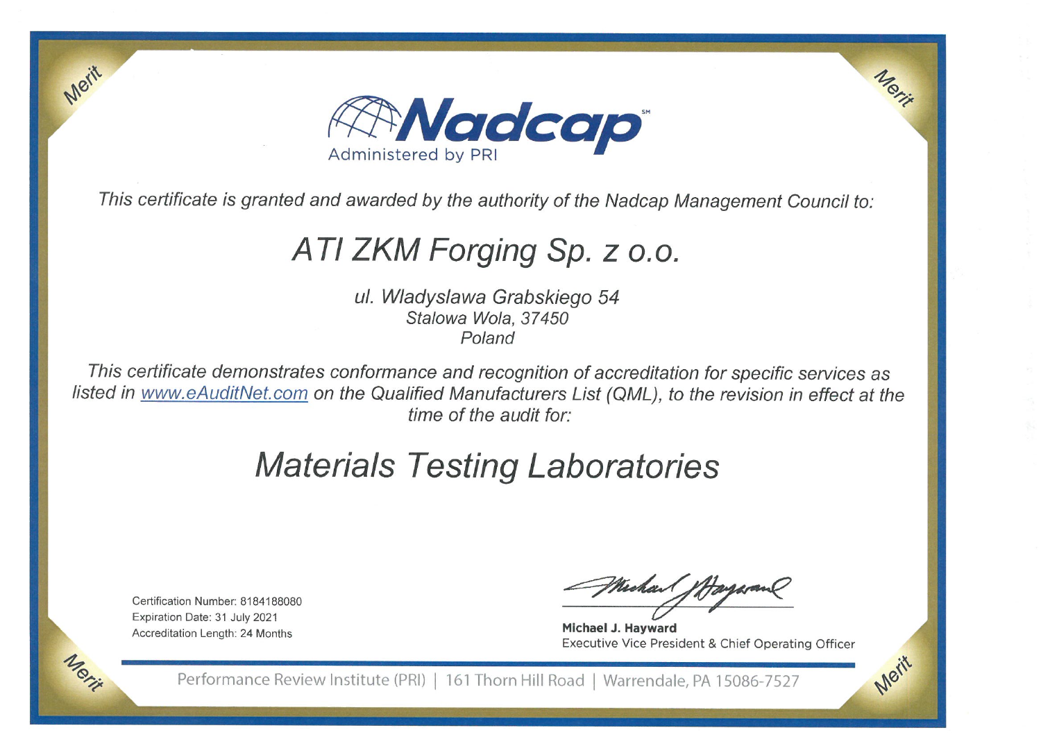# Nadcap

Administered by PRI

*This certificate is granted and awarded by the authority of the Nadcap Management Council to:*

## *ATI ZKM Forging Sp. z o.o.*

*ul. Wladyslawa Grabskiego 54*
*Stalowa Wola, 37450*
*Poland*

*This certificate demonstrates conformance and recognition of accreditation for specific services as listed in www.eAuditNet.com on the Qualified Manufacturers List (QML), to the revision in effect at the time of the audit for:*

## *Materials Testing Laboratories*

Certification Number: 8184188080
Expiration Date: 31 July 2021
Accreditation Length: 24 Months

**Michael J. Hayward**
Executive Vice President & Chief Operating Officer

Performance Review Institute (PRI) | 161 Thorn Hill Road | Warrendale, PA 15086-7527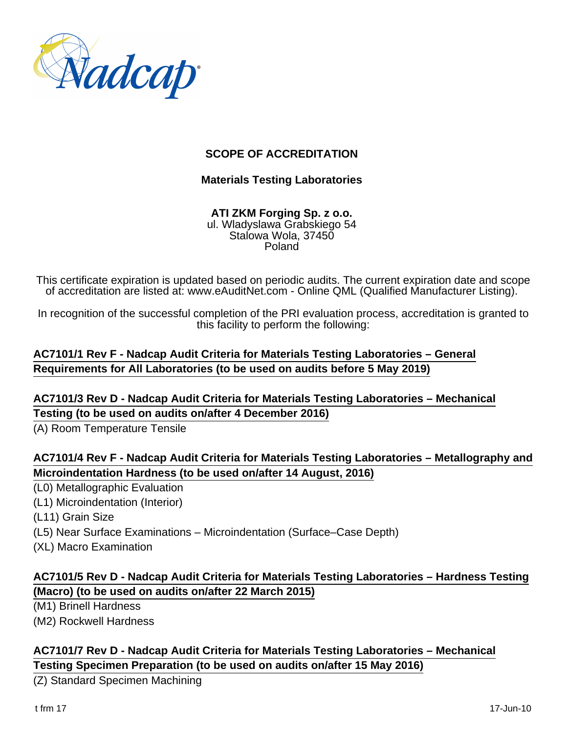## SCOPE OF ACCREDITATION

**Materials Testing Laboratories**

**ATI ZKM Forging Sp. z o.o.**
ul. Wladyslawa Grabskiego 54
Stalowa Wola, 37450
Poland

This certificate expiration is updated based on periodic audits. The current expiration date and scope of accreditation are listed at: www.eAuditNet.com - Online QML (Qualified Manufacturer Listing).

In recognition of the successful completion of the PRI evaluation process, accreditation is granted to this facility to perform the following:

**AC7101/1 Rev F - Nadcap Audit Criteria for Materials Testing Laboratories – General Requirements for All Laboratories (to be used on audits before 5 May 2019)**

**AC7101/3 Rev D - Nadcap Audit Criteria for Materials Testing Laboratories – Mechanical Testing (to be used on audits on/after 4 December 2016)**

(A) Room Temperature Tensile

**AC7101/4 Rev F - Nadcap Audit Criteria for Materials Testing Laboratories – Metallography and Microindentation Hardness (to be used on/after 14 August, 2016)**

(L0) Metallographic Evaluation
(L1) Microindentation (Interior)
(L11) Grain Size
(L5) Near Surface Examinations – Microindentation (Surface–Case Depth)
(XL) Macro Examination

**AC7101/5 Rev D - Nadcap Audit Criteria for Materials Testing Laboratories – Hardness Testing (Macro) (to be used on audits on/after 22 March 2015)**

(M1) Brinell Hardness
(M2) Rockwell Hardness

**AC7101/7 Rev D - Nadcap Audit Criteria for Materials Testing Laboratories – Mechanical Testing Specimen Preparation (to be used on audits on/after 15 May 2016)**

(Z) Standard Specimen Machining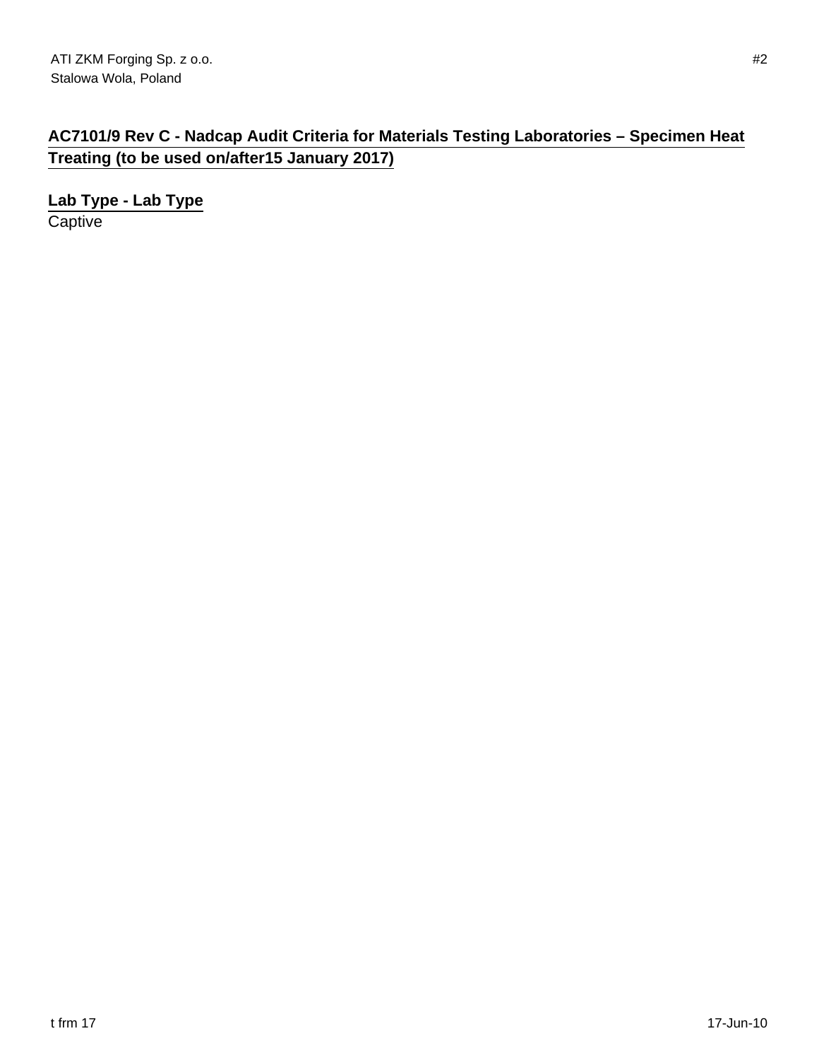## AC7101/9 Rev C - Nadcap Audit Criteria for Materials Testing Laboratories – Specimen Heat Treating (to be used on/after15 January 2017)

### Lab Type - Lab Type

Captive